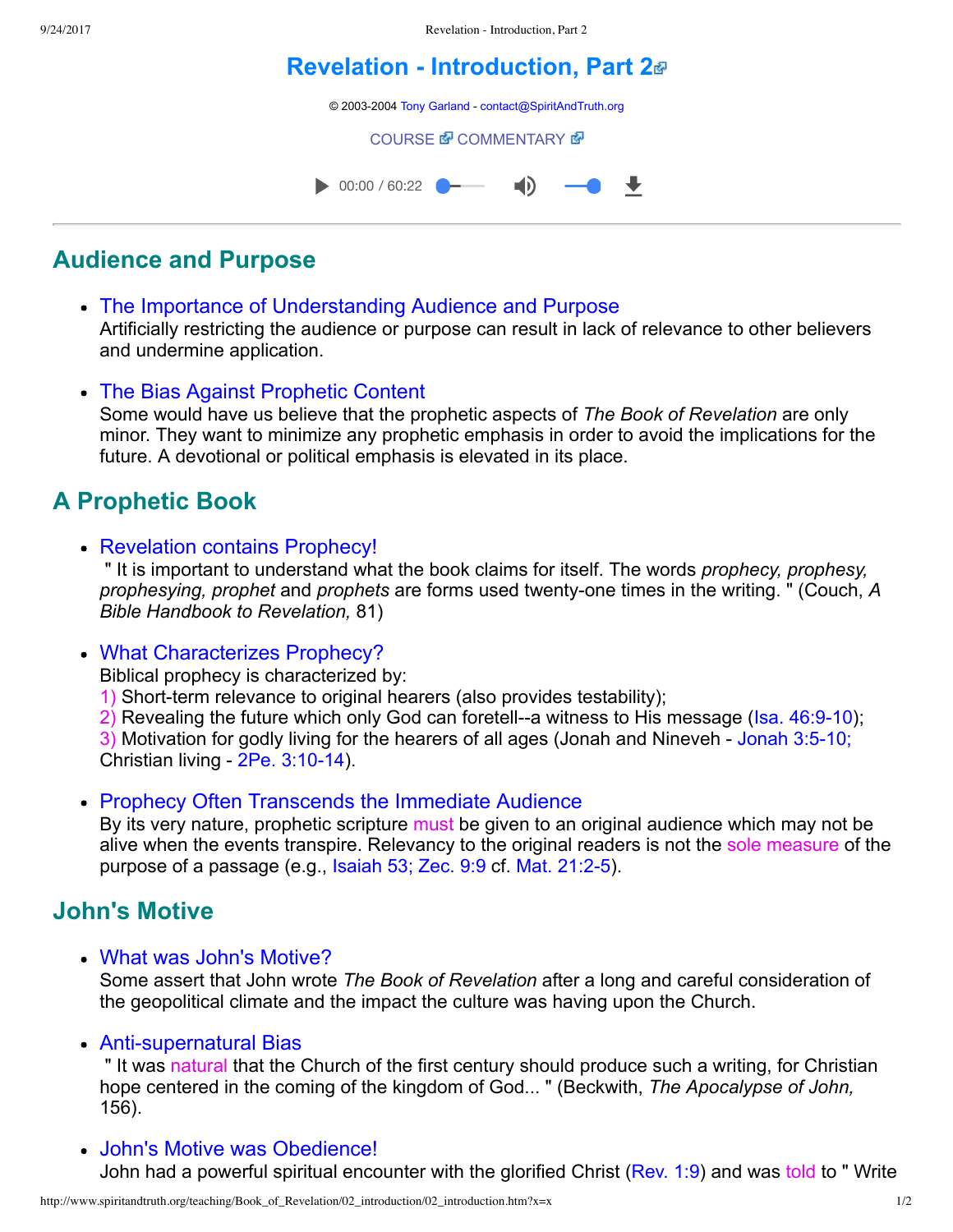# Revelation - Introduction, Part 2

© 2003-2004 Tony Garland - contact@SpiritAndTruth.org

COURSE COMMENTARY

00:00 / 60:22

---

## Audience and Purpose

- The Importance of Understanding Audience and Purpose
  Artificially restricting the audience or purpose can result in lack of relevance to other believers and undermine application.

- The Bias Against Prophetic Content
  Some would have us believe that the prophetic aspects of *The Book of Revelation* are only minor. They want to minimize any prophetic emphasis in order to avoid the implications for the future. A devotional or political emphasis is elevated in its place.

## A Prophetic Book

- Revelation contains Prophecy!
  " It is important to understand what the book claims for itself. The words *prophecy, prophesy, prophesying, prophet* and *prophets* are forms used twenty-one times in the writing. " (Couch, *A Bible Handbook to Revelation,* 81)

- What Characterizes Prophecy?
  Biblical prophecy is characterized by:
  1) Short-term relevance to original hearers (also provides testability);
  2) Revealing the future which only God can foretell--a witness to His message (Isa. 46:9-10);
  3) Motivation for godly living for the hearers of all ages (Jonah and Nineveh - Jonah 3:5-10; Christian living - 2Pe. 3:10-14).

- Prophecy Often Transcends the Immediate Audience
  By its very nature, prophetic scripture must be given to an original audience which may not be alive when the events transpire. Relevancy to the original readers is not the sole measure of the purpose of a passage (e.g., Isaiah 53; Zec. 9:9 cf. Mat. 21:2-5).

## John's Motive

- What was John's Motive?
  Some assert that John wrote *The Book of Revelation* after a long and careful consideration of the geopolitical climate and the impact the culture was having upon the Church.

- Anti-supernatural Bias
  " It was natural that the Church of the first century should produce such a writing, for Christian hope centered in the coming of the kingdom of God... " (Beckwith, *The Apocalypse of John,* 156).

- John's Motive was Obedience!
  John had a powerful spiritual encounter with the glorified Christ (Rev. 1:9) and was told to " Write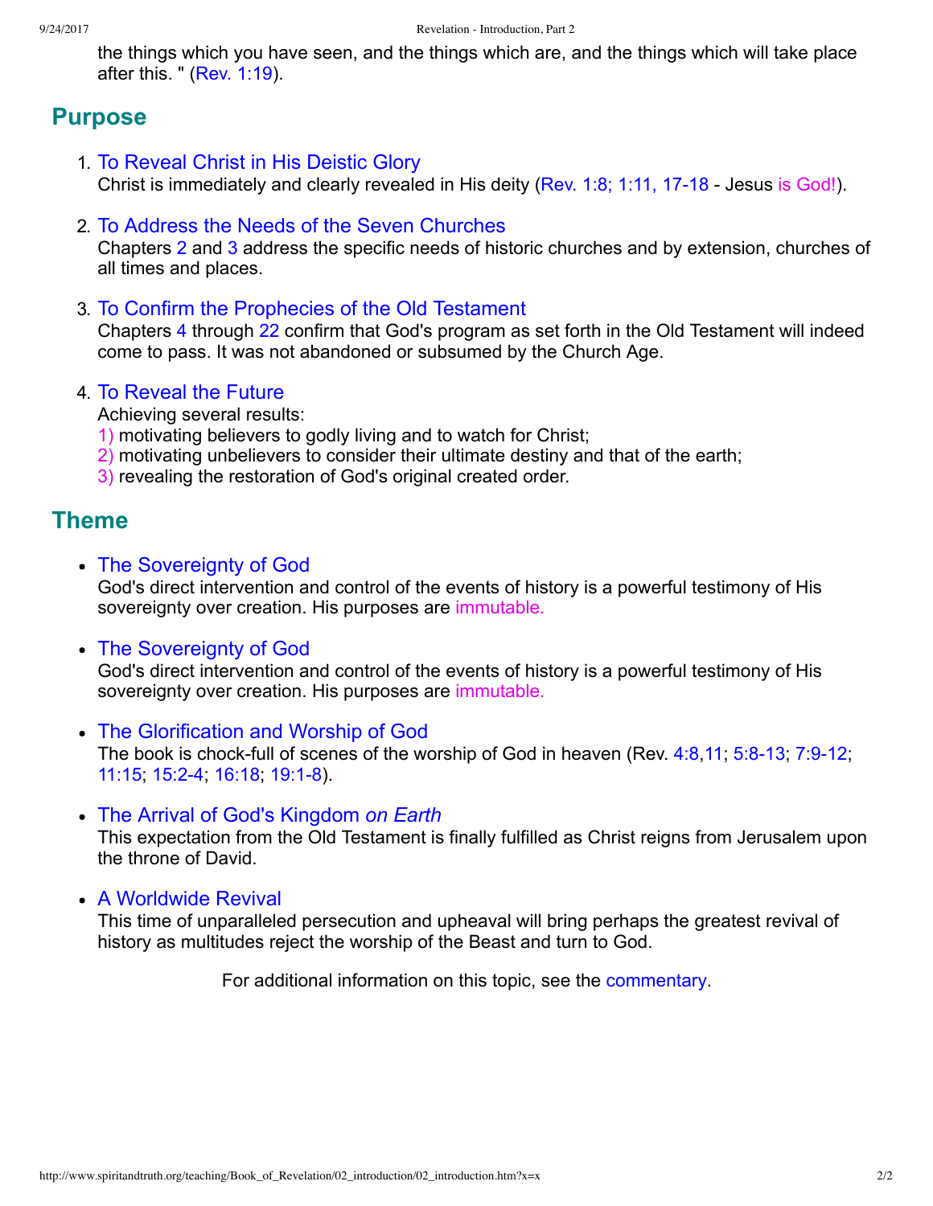the things which you have seen, and the things which are, and the things which will take place after this. " (Rev. 1:19).

## Purpose

1. To Reveal Christ in His Deistic Glory
   Christ is immediately and clearly revealed in His deity (Rev. 1:8; 1:11, 17-18 - Jesus is God!).

2. To Address the Needs of the Seven Churches
   Chapters 2 and 3 address the specific needs of historic churches and by extension, churches of all times and places.

3. To Confirm the Prophecies of the Old Testament
   Chapters 4 through 22 confirm that God's program as set forth in the Old Testament will indeed come to pass. It was not abandoned or subsumed by the Church Age.

4. To Reveal the Future
   Achieving several results:
   1) motivating believers to godly living and to watch for Christ;
   2) motivating unbelievers to consider their ultimate destiny and that of the earth;
   3) revealing the restoration of God's original created order.

## Theme

- The Sovereignty of God
  God's direct intervention and control of the events of history is a powerful testimony of His sovereignty over creation. His purposes are immutable.

- The Sovereignty of God
  God's direct intervention and control of the events of history is a powerful testimony of His sovereignty over creation. His purposes are immutable.

- The Glorification and Worship of God
  The book is chock-full of scenes of the worship of God in heaven (Rev. 4:8,11; 5:8-13; 7:9-12; 11:15; 15:2-4; 16:18; 19:1-8).

- The Arrival of God's Kingdom *on Earth*
  This expectation from the Old Testament is finally fulfilled as Christ reigns from Jerusalem upon the throne of David.

- A Worldwide Revival
  This time of unparalleled persecution and upheaval will bring perhaps the greatest revival of history as multitudes reject the worship of the Beast and turn to God.

For additional information on this topic, see the commentary.